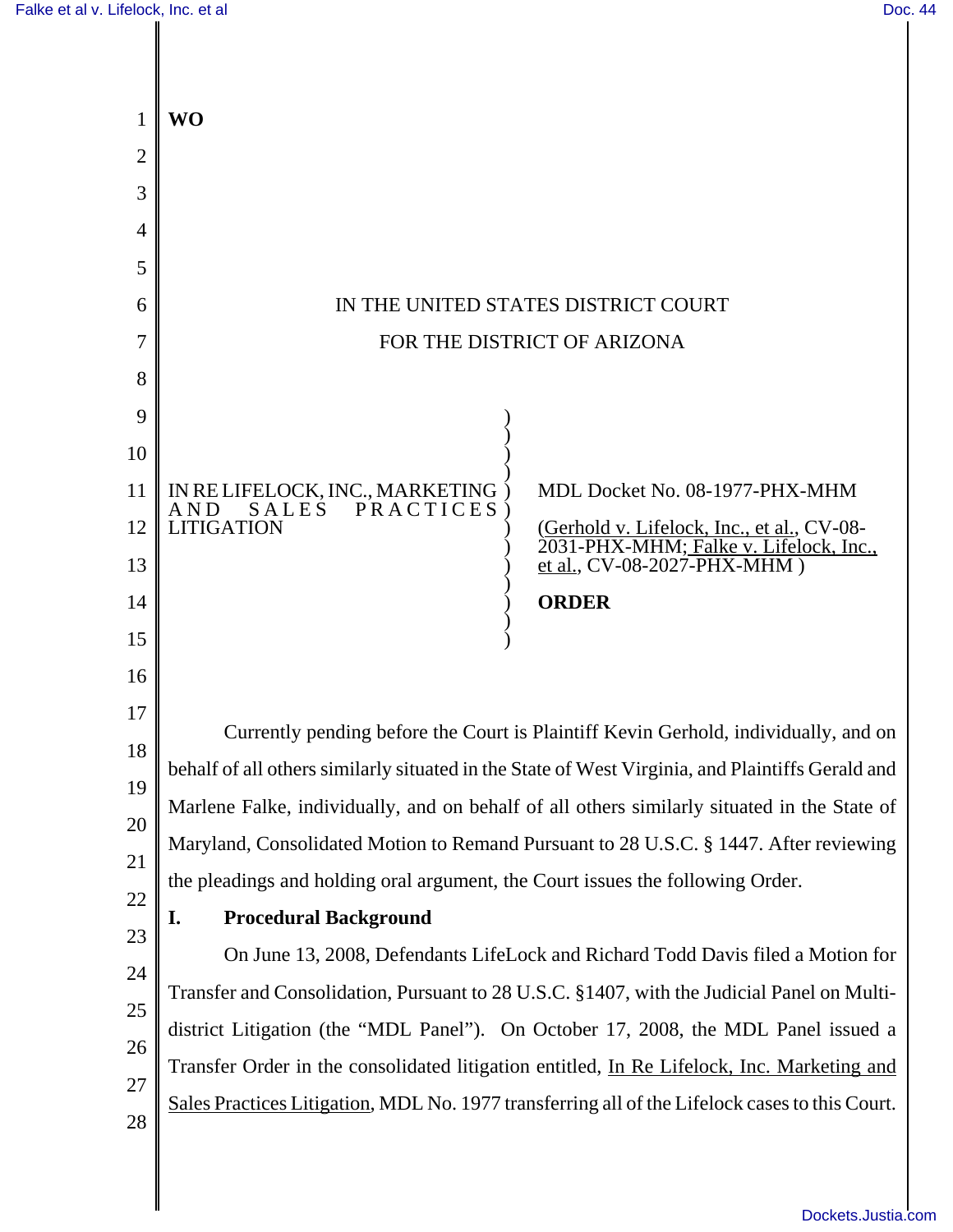**WO**

IN THE UNITED STATES DISTRICT COURT

FOR THE DISTRICT OF ARIZONA

IN RE LIFELOCK, INC., MARKETING AND SALES PRACTICES LITIGATION

MDL Docket No. 08-1977-PHX-MHM

(Gerhold v. Lifelock, Inc., et al., CV-08-2031-PHX-MHM; Falke v. Lifelock, Inc., et al., CV-08-2027-PHX-MHM )

**ORDER**

Currently pending before the Court is Plaintiff Kevin Gerhold, individually, and on behalf of all others similarly situated in the State of West Virginia, and Plaintiffs Gerald and Marlene Falke, individually, and on behalf of all others similarly situated in the State of Maryland, Consolidated Motion to Remand Pursuant to 28 U.S.C. § 1447. After reviewing the pleadings and holding oral argument, the Court issues the following Order.

## I. Procedural Background

On June 13, 2008, Defendants LifeLock and Richard Todd Davis filed a Motion for Transfer and Consolidation, Pursuant to 28 U.S.C. §1407, with the Judicial Panel on Multi-district Litigation (the "MDL Panel"). On October 17, 2008, the MDL Panel issued a Transfer Order in the consolidated litigation entitled, In Re Lifelock, Inc. Marketing and Sales Practices Litigation, MDL No. 1977 transferring all of the Lifelock cases to this Court.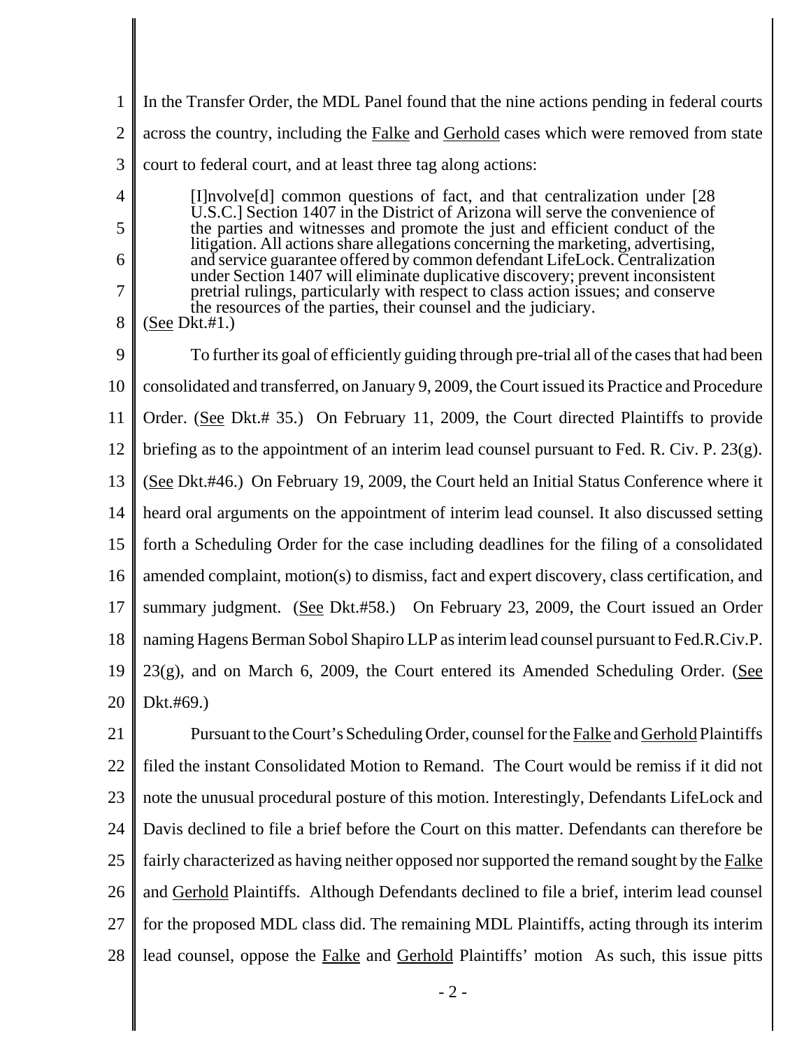In the Transfer Order, the MDL Panel found that the nine actions pending in federal courts across the country, including the Falke and Gerhold cases which were removed from state court to federal court, and at least three tag along actions:

> [I]nvolve[d] common questions of fact, and that centralization under [28 U.S.C.] Section 1407 in the District of Arizona will serve the convenience of the parties and witnesses and promote the just and efficient conduct of the litigation. All actions share allegations concerning the marketing, advertising, and service guarantee offered by common defendant LifeLock. Centralization under Section 1407 will eliminate duplicative discovery; prevent inconsistent pretrial rulings, particularly with respect to class action issues; and conserve the resources of the parties, their counsel and the judiciary.

(See Dkt.#1.)

To further its goal of efficiently guiding through pre-trial all of the cases that had been consolidated and transferred, on January 9, 2009, the Court issued its Practice and Procedure Order. (See Dkt.# 35.) On February 11, 2009, the Court directed Plaintiffs to provide briefing as to the appointment of an interim lead counsel pursuant to Fed. R. Civ. P. 23(g). (See Dkt.#46.) On February 19, 2009, the Court held an Initial Status Conference where it heard oral arguments on the appointment of interim lead counsel. It also discussed setting forth a Scheduling Order for the case including deadlines for the filing of a consolidated amended complaint, motion(s) to dismiss, fact and expert discovery, class certification, and summary judgment. (See Dkt.#58.) On February 23, 2009, the Court issued an Order naming Hagens Berman Sobol Shapiro LLP as interim lead counsel pursuant to Fed.R.Civ.P. 23(g), and on March 6, 2009, the Court entered its Amended Scheduling Order. (See Dkt.#69.)

Pursuant to the Court's Scheduling Order, counsel for the Falke and Gerhold Plaintiffs filed the instant Consolidated Motion to Remand. The Court would be remiss if it did not note the unusual procedural posture of this motion. Interestingly, Defendants LifeLock and Davis declined to file a brief before the Court on this matter. Defendants can therefore be fairly characterized as having neither opposed nor supported the remand sought by the Falke and Gerhold Plaintiffs. Although Defendants declined to file a brief, interim lead counsel for the proposed MDL class did. The remaining MDL Plaintiffs, acting through its interim lead counsel, oppose the Falke and Gerhold Plaintiffs' motion As such, this issue pitts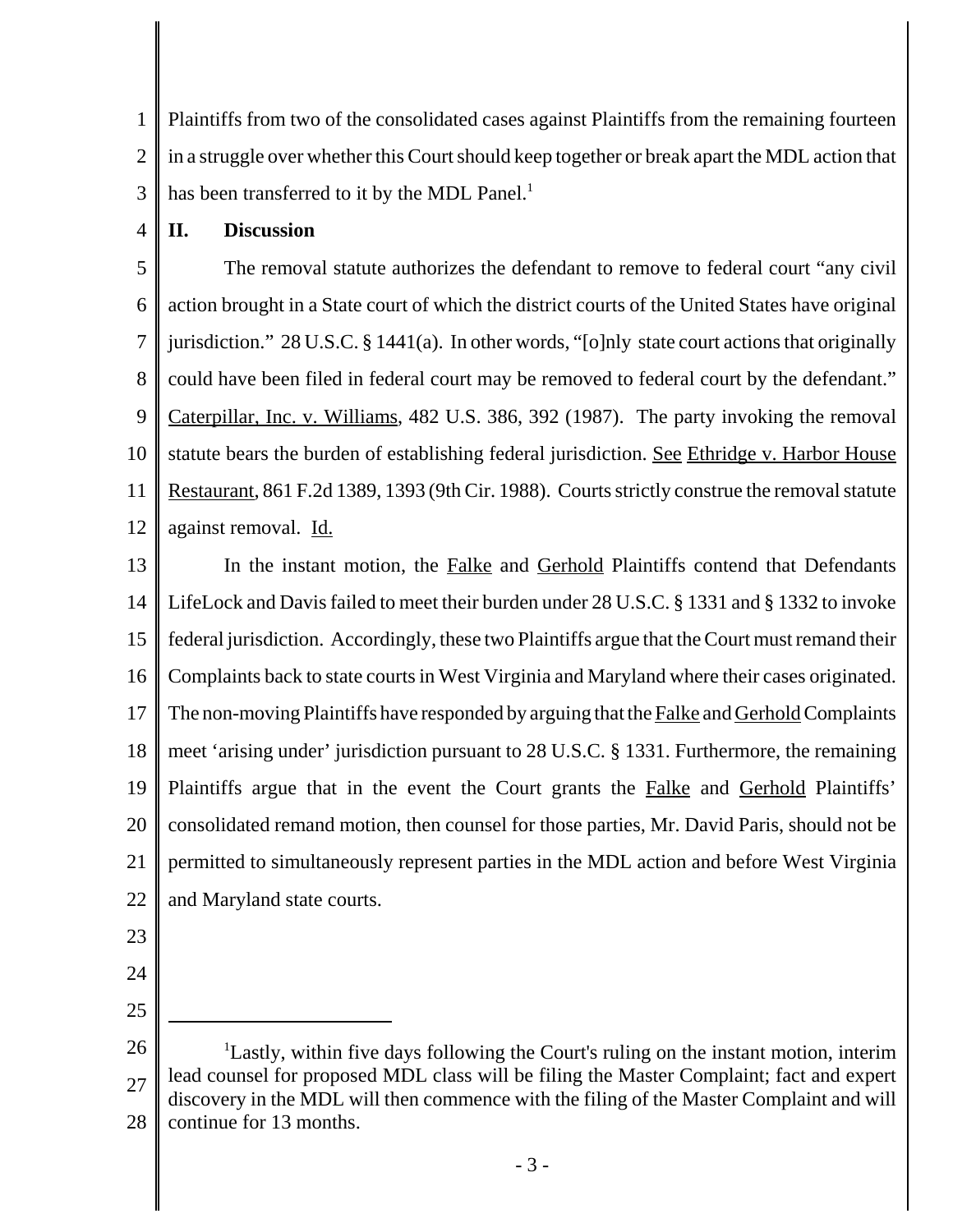Plaintiffs from two of the consolidated cases against Plaintiffs from the remaining fourteen in a struggle over whether this Court should keep together or break apart the MDL action that has been transferred to it by the MDL Panel.[1]

## II. Discussion

The removal statute authorizes the defendant to remove to federal court "any civil action brought in a State court of which the district courts of the United States have original jurisdiction." 28 U.S.C. § 1441(a). In other words, "[o]nly state court actions that originally could have been filed in federal court may be removed to federal court by the defendant." Caterpillar, Inc. v. Williams, 482 U.S. 386, 392 (1987). The party invoking the removal statute bears the burden of establishing federal jurisdiction. See Ethridge v. Harbor House Restaurant, 861 F.2d 1389, 1393 (9th Cir. 1988). Courts strictly construe the removal statute against removal. Id.

In the instant motion, the Falke and Gerhold Plaintiffs contend that Defendants LifeLock and Davis failed to meet their burden under 28 U.S.C. § 1331 and § 1332 to invoke federal jurisdiction. Accordingly, these two Plaintiffs argue that the Court must remand their Complaints back to state courts in West Virginia and Maryland where their cases originated. The non-moving Plaintiffs have responded by arguing that the Falke and Gerhold Complaints meet 'arising under' jurisdiction pursuant to 28 U.S.C. § 1331. Furthermore, the remaining Plaintiffs argue that in the event the Court grants the Falke and Gerhold Plaintiffs' consolidated remand motion, then counsel for those parties, Mr. David Paris, should not be permitted to simultaneously represent parties in the MDL action and before West Virginia and Maryland state courts.

---

[1] Lastly, within five days following the Court's ruling on the instant motion, interim lead counsel for proposed MDL class will be filing the Master Complaint; fact and expert discovery in the MDL will then commence with the filing of the Master Complaint and will continue for 13 months.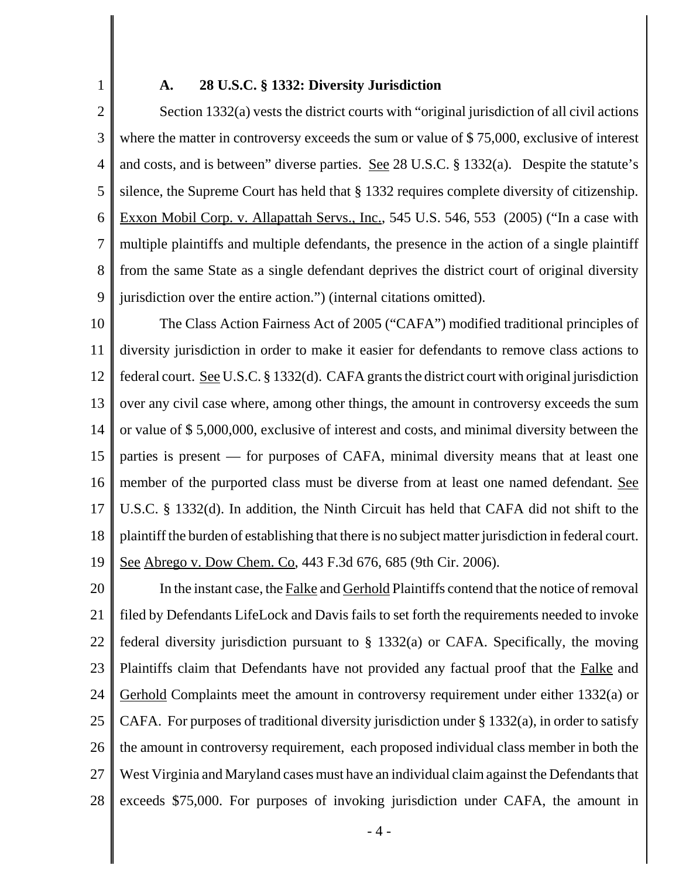### A. 28 U.S.C. § 1332: Diversity Jurisdiction

Section 1332(a) vests the district courts with "original jurisdiction of all civil actions where the matter in controversy exceeds the sum or value of $ 75,000, exclusive of interest and costs, and is between" diverse parties. See 28 U.S.C. § 1332(a). Despite the statute's silence, the Supreme Court has held that § 1332 requires complete diversity of citizenship. Exxon Mobil Corp. v. Allapattah Servs., Inc., 545 U.S. 546, 553 (2005) ("In a case with multiple plaintiffs and multiple defendants, the presence in the action of a single plaintiff from the same State as a single defendant deprives the district court of original diversity jurisdiction over the entire action.") (internal citations omitted).

The Class Action Fairness Act of 2005 ("CAFA") modified traditional principles of diversity jurisdiction in order to make it easier for defendants to remove class actions to federal court. See U.S.C. § 1332(d). CAFA grants the district court with original jurisdiction over any civil case where, among other things, the amount in controversy exceeds the sum or value of $ 5,000,000, exclusive of interest and costs, and minimal diversity between the parties is present — for purposes of CAFA, minimal diversity means that at least one member of the purported class must be diverse from at least one named defendant. See U.S.C. § 1332(d). In addition, the Ninth Circuit has held that CAFA did not shift to the plaintiff the burden of establishing that there is no subject matter jurisdiction in federal court. See Abrego v. Dow Chem. Co, 443 F.3d 676, 685 (9th Cir. 2006).

In the instant case, the Falke and Gerhold Plaintiffs contend that the notice of removal filed by Defendants LifeLock and Davis fails to set forth the requirements needed to invoke federal diversity jurisdiction pursuant to § 1332(a) or CAFA. Specifically, the moving Plaintiffs claim that Defendants have not provided any factual proof that the Falke and Gerhold Complaints meet the amount in controversy requirement under either 1332(a) or CAFA. For purposes of traditional diversity jurisdiction under § 1332(a), in order to satisfy the amount in controversy requirement, each proposed individual class member in both the West Virginia and Maryland cases must have an individual claim against the Defendants that exceeds $75,000. For purposes of invoking jurisdiction under CAFA, the amount in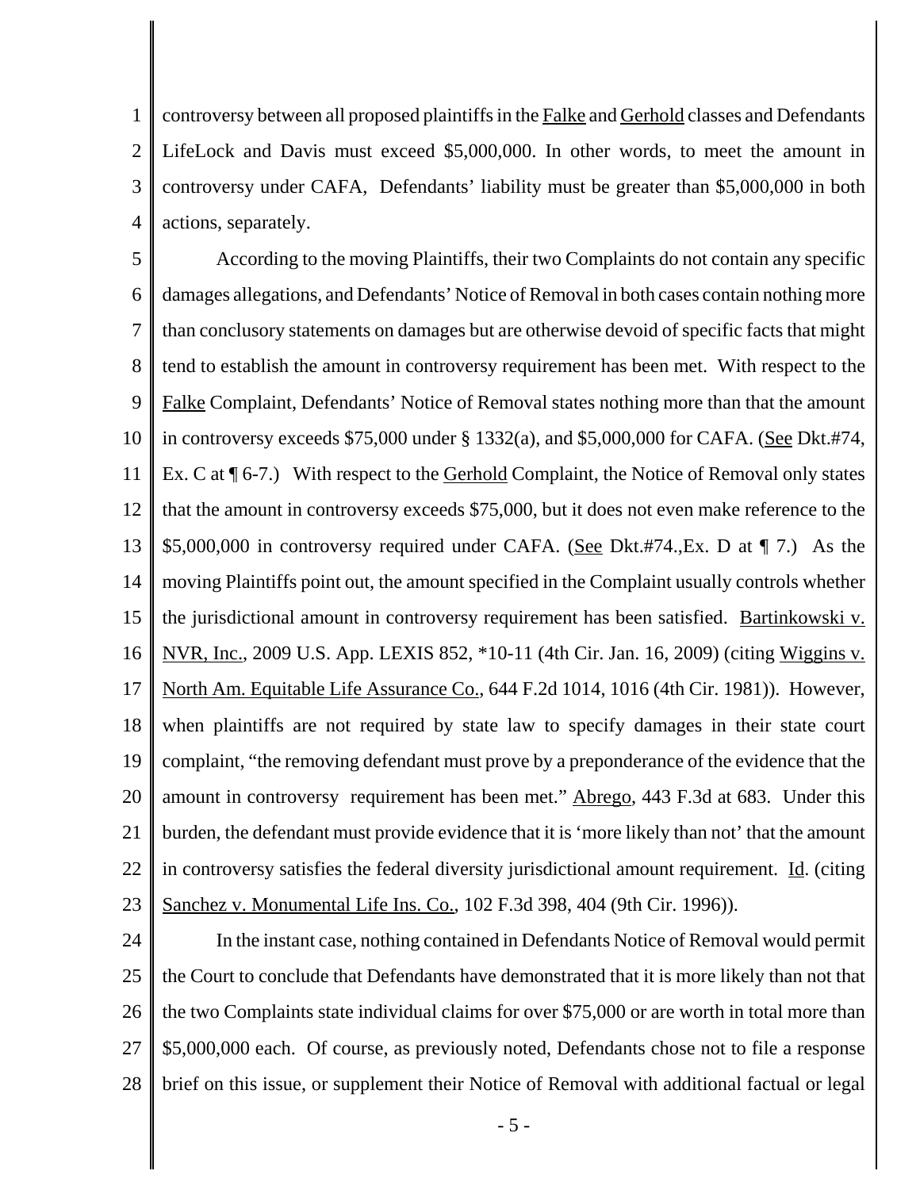controversy between all proposed plaintiffs in the Falke and Gerhold classes and Defendants LifeLock and Davis must exceed $5,000,000. In other words, to meet the amount in controversy under CAFA, Defendants' liability must be greater than $5,000,000 in both actions, separately.

According to the moving Plaintiffs, their two Complaints do not contain any specific damages allegations, and Defendants' Notice of Removal in both cases contain nothing more than conclusory statements on damages but are otherwise devoid of specific facts that might tend to establish the amount in controversy requirement has been met. With respect to the Falke Complaint, Defendants' Notice of Removal states nothing more than that the amount in controversy exceeds $75,000 under § 1332(a), and $5,000,000 for CAFA. (See Dkt.#74, Ex. C at ¶ 6-7.) With respect to the Gerhold Complaint, the Notice of Removal only states that the amount in controversy exceeds $75,000, but it does not even make reference to the $5,000,000 in controversy required under CAFA. (See Dkt.#74.,Ex. D at ¶ 7.) As the moving Plaintiffs point out, the amount specified in the Complaint usually controls whether the jurisdictional amount in controversy requirement has been satisfied. Bartinkowski v. NVR, Inc., 2009 U.S. App. LEXIS 852, *10-11 (4th Cir. Jan. 16, 2009) (citing Wiggins v. North Am. Equitable Life Assurance Co., 644 F.2d 1014, 1016 (4th Cir. 1981)). However, when plaintiffs are not required by state law to specify damages in their state court complaint, "the removing defendant must prove by a preponderance of the evidence that the amount in controversy requirement has been met." Abrego, 443 F.3d at 683. Under this burden, the defendant must provide evidence that it is 'more likely than not' that the amount in controversy satisfies the federal diversity jurisdictional amount requirement. Id. (citing Sanchez v. Monumental Life Ins. Co., 102 F.3d 398, 404 (9th Cir. 1996)).

In the instant case, nothing contained in Defendants Notice of Removal would permit the Court to conclude that Defendants have demonstrated that it is more likely than not that the two Complaints state individual claims for over $75,000 or are worth in total more than $5,000,000 each. Of course, as previously noted, Defendants chose not to file a response brief on this issue, or supplement their Notice of Removal with additional factual or legal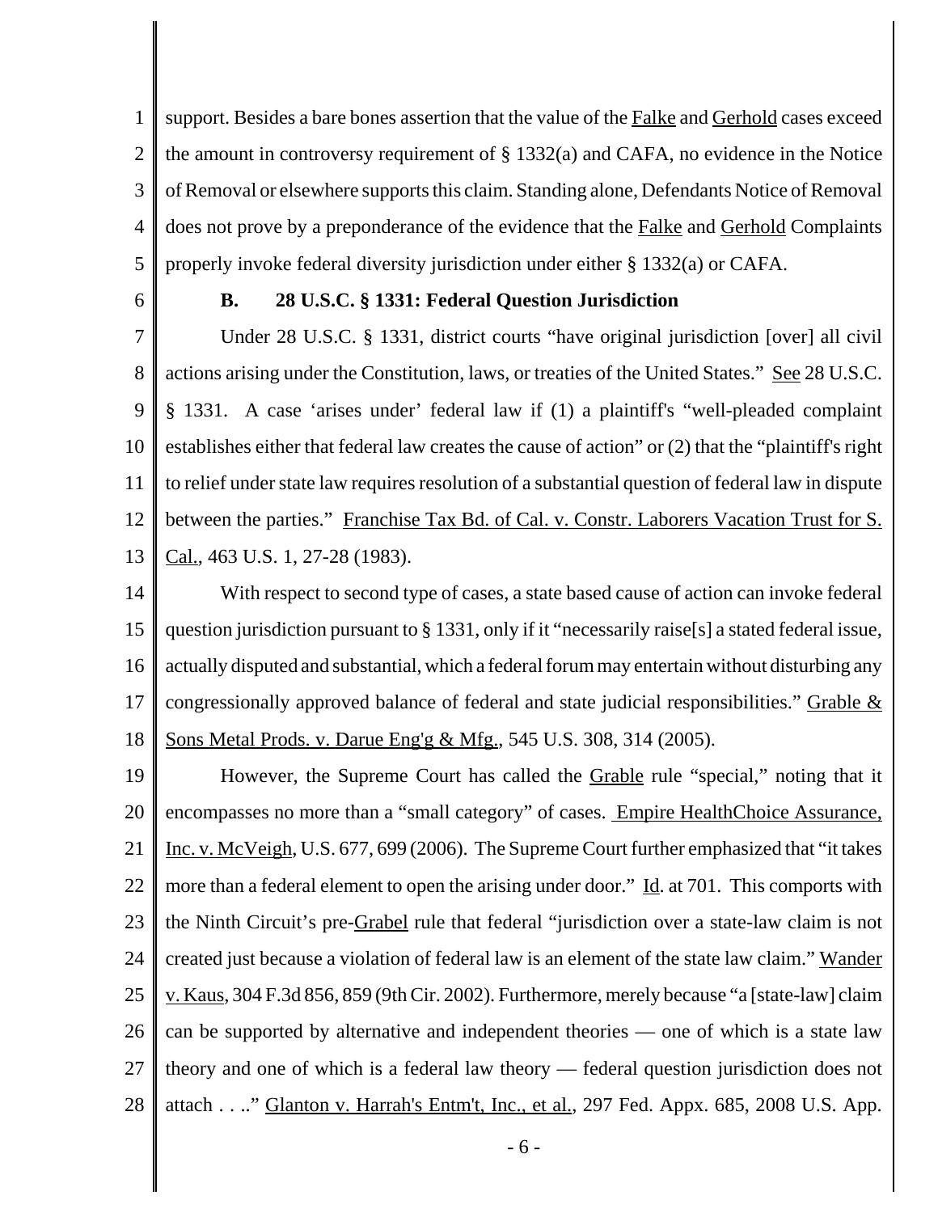support. Besides a bare bones assertion that the value of the Falke and Gerhold cases exceed the amount in controversy requirement of § 1332(a) and CAFA, no evidence in the Notice of Removal or elsewhere supports this claim. Standing alone, Defendants Notice of Removal does not prove by a preponderance of the evidence that the Falke and Gerhold Complaints properly invoke federal diversity jurisdiction under either § 1332(a) or CAFA.

**B. 28 U.S.C. § 1331: Federal Question Jurisdiction**

Under 28 U.S.C. § 1331, district courts "have original jurisdiction [over] all civil actions arising under the Constitution, laws, or treaties of the United States." See 28 U.S.C. § 1331. A case 'arises under' federal law if (1) a plaintiff's "well-pleaded complaint establishes either that federal law creates the cause of action" or (2) that the "plaintiff's right to relief under state law requires resolution of a substantial question of federal law in dispute between the parties." Franchise Tax Bd. of Cal. v. Constr. Laborers Vacation Trust for S. Cal., 463 U.S. 1, 27-28 (1983).

With respect to second type of cases, a state based cause of action can invoke federal question jurisdiction pursuant to § 1331, only if it "necessarily raise[s] a stated federal issue, actually disputed and substantial, which a federal forum may entertain without disturbing any congressionally approved balance of federal and state judicial responsibilities." Grable & Sons Metal Prods. v. Darue Eng'g & Mfg., 545 U.S. 308, 314 (2005).

However, the Supreme Court has called the Grable rule "special," noting that it encompasses no more than a "small category" of cases. Empire HealthChoice Assurance, Inc. v. McVeigh, U.S. 677, 699 (2006). The Supreme Court further emphasized that "it takes more than a federal element to open the arising under door." Id. at 701. This comports with the Ninth Circuit's pre-Grabel rule that federal "jurisdiction over a state-law claim is not created just because a violation of federal law is an element of the state law claim." Wander v. Kaus, 304 F.3d 856, 859 (9th Cir. 2002). Furthermore, merely because "a [state-law] claim can be supported by alternative and independent theories — one of which is a state law theory and one of which is a federal law theory — federal question jurisdiction does not attach . . .." Glanton v. Harrah's Entm't, Inc., et al., 297 Fed. Appx. 685, 2008 U.S. App.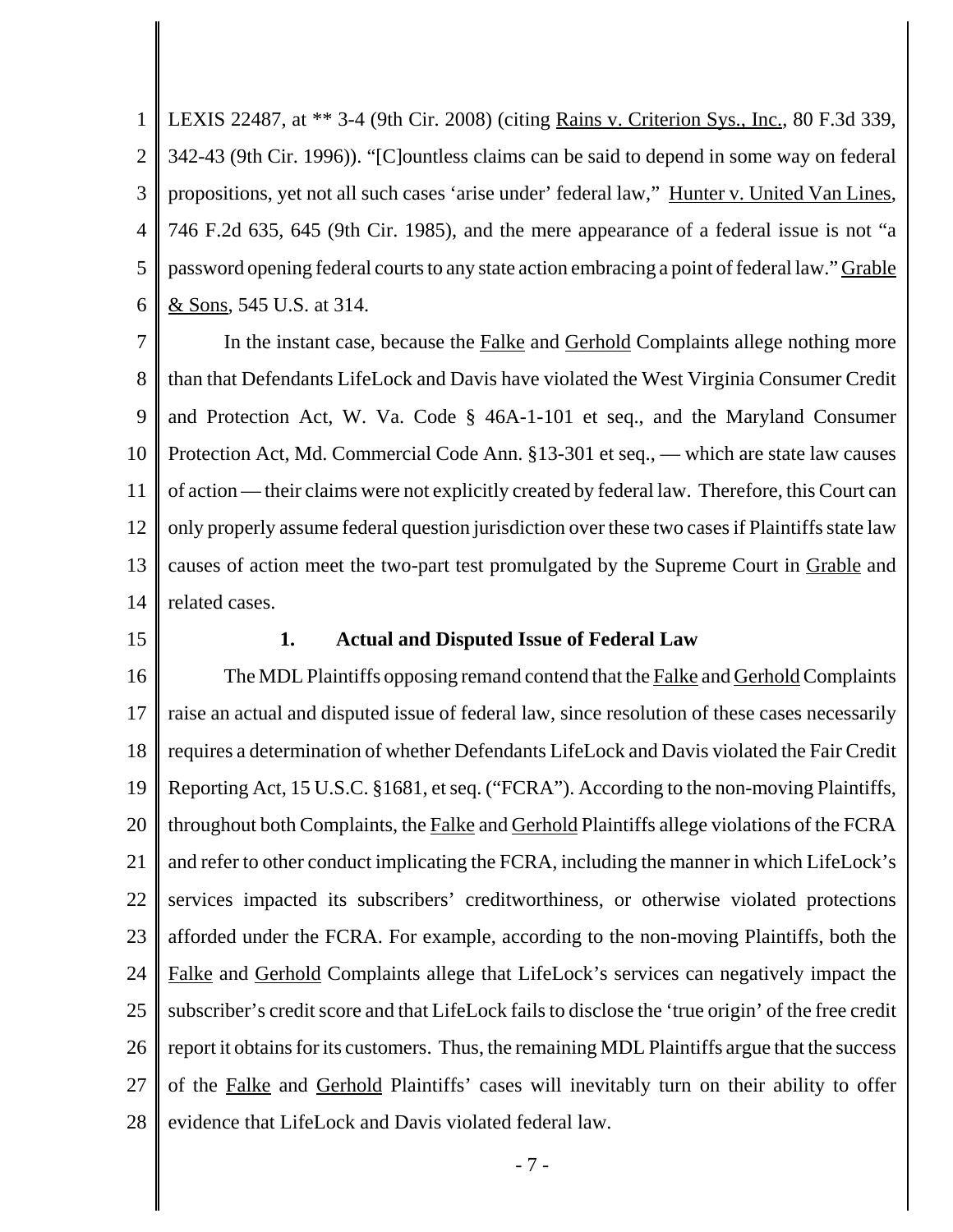LEXIS 22487, at ** 3-4 (9th Cir. 2008) (citing Rains v. Criterion Sys., Inc., 80 F.3d 339, 342-43 (9th Cir. 1996)). "[C]ountless claims can be said to depend in some way on federal propositions, yet not all such cases 'arise under' federal law," Hunter v. United Van Lines, 746 F.2d 635, 645 (9th Cir. 1985), and the mere appearance of a federal issue is not "a password opening federal courts to any state action embracing a point of federal law." Grable & Sons, 545 U.S. at 314.

In the instant case, because the Falke and Gerhold Complaints allege nothing more than that Defendants LifeLock and Davis have violated the West Virginia Consumer Credit and Protection Act, W. Va. Code § 46A-1-101 et seq., and the Maryland Consumer Protection Act, Md. Commercial Code Ann. §13-301 et seq., — which are state law causes of action — their claims were not explicitly created by federal law. Therefore, this Court can only properly assume federal question jurisdiction over these two cases if Plaintiffs state law causes of action meet the two-part test promulgated by the Supreme Court in Grable and related cases.

**1. Actual and Disputed Issue of Federal Law**

The MDL Plaintiffs opposing remand contend that the Falke and Gerhold Complaints raise an actual and disputed issue of federal law, since resolution of these cases necessarily requires a determination of whether Defendants LifeLock and Davis violated the Fair Credit Reporting Act, 15 U.S.C. §1681, et seq. ("FCRA"). According to the non-moving Plaintiffs, throughout both Complaints, the Falke and Gerhold Plaintiffs allege violations of the FCRA and refer to other conduct implicating the FCRA, including the manner in which LifeLock's services impacted its subscribers' creditworthiness, or otherwise violated protections afforded under the FCRA. For example, according to the non-moving Plaintiffs, both the Falke and Gerhold Complaints allege that LifeLock's services can negatively impact the subscriber's credit score and that LifeLock fails to disclose the 'true origin' of the free credit report it obtains for its customers. Thus, the remaining MDL Plaintiffs argue that the success of the Falke and Gerhold Plaintiffs' cases will inevitably turn on their ability to offer evidence that LifeLock and Davis violated federal law.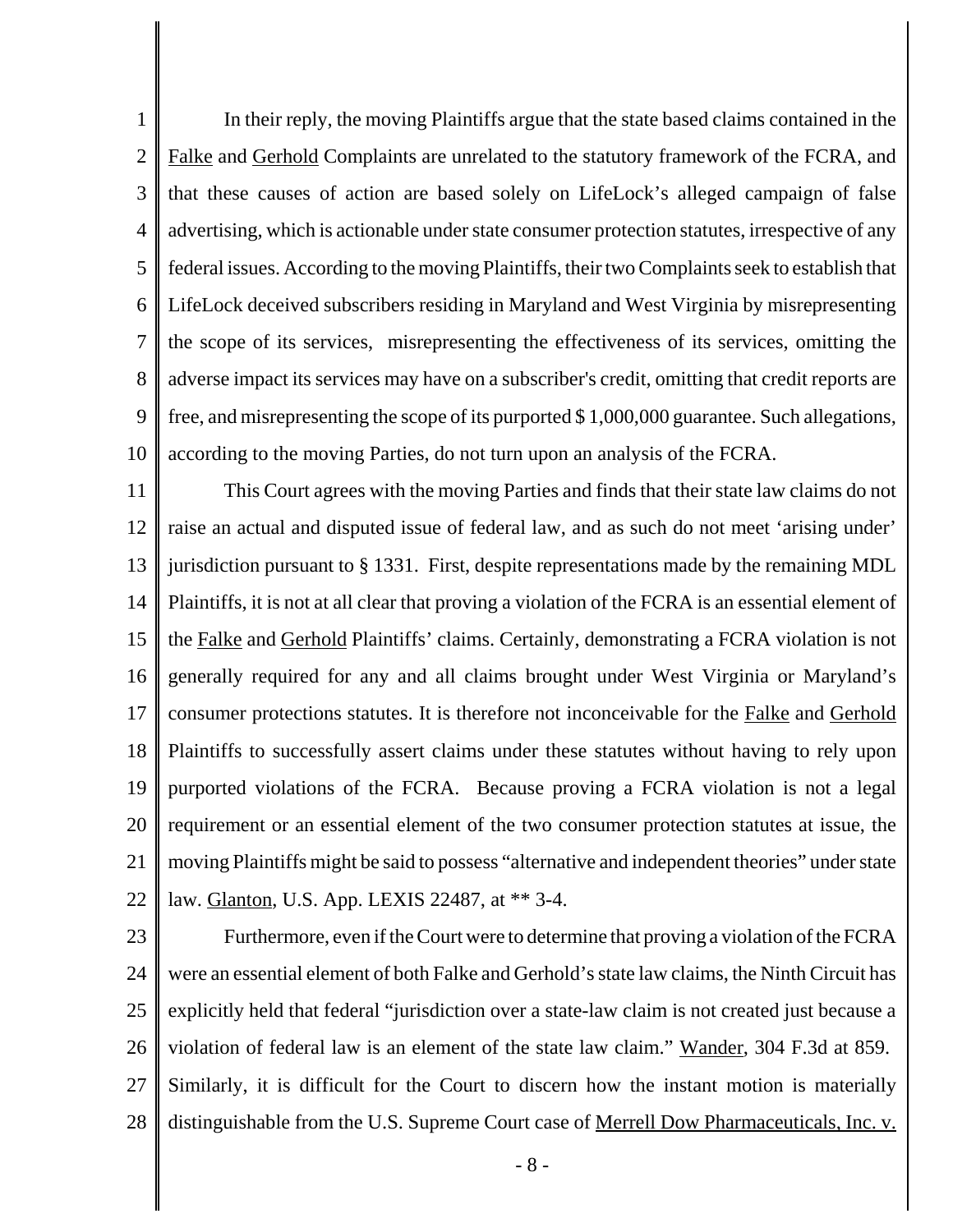In their reply, the moving Plaintiffs argue that the state based claims contained in the Falke and Gerhold Complaints are unrelated to the statutory framework of the FCRA, and that these causes of action are based solely on LifeLock's alleged campaign of false advertising, which is actionable under state consumer protection statutes, irrespective of any federal issues. According to the moving Plaintiffs, their two Complaints seek to establish that LifeLock deceived subscribers residing in Maryland and West Virginia by misrepresenting the scope of its services, misrepresenting the effectiveness of its services, omitting the adverse impact its services may have on a subscriber's credit, omitting that credit reports are free, and misrepresenting the scope of its purported $ 1,000,000 guarantee. Such allegations, according to the moving Parties, do not turn upon an analysis of the FCRA.

This Court agrees with the moving Parties and finds that their state law claims do not raise an actual and disputed issue of federal law, and as such do not meet 'arising under' jurisdiction pursuant to § 1331. First, despite representations made by the remaining MDL Plaintiffs, it is not at all clear that proving a violation of the FCRA is an essential element of the Falke and Gerhold Plaintiffs' claims. Certainly, demonstrating a FCRA violation is not generally required for any and all claims brought under West Virginia or Maryland's consumer protections statutes. It is therefore not inconceivable for the Falke and Gerhold Plaintiffs to successfully assert claims under these statutes without having to rely upon purported violations of the FCRA. Because proving a FCRA violation is not a legal requirement or an essential element of the two consumer protection statutes at issue, the moving Plaintiffs might be said to possess "alternative and independent theories" under state law. Glanton, U.S. App. LEXIS 22487, at ** 3-4.

Furthermore, even if the Court were to determine that proving a violation of the FCRA were an essential element of both Falke and Gerhold's state law claims, the Ninth Circuit has explicitly held that federal "jurisdiction over a state-law claim is not created just because a violation of federal law is an element of the state law claim." Wander, 304 F.3d at 859. Similarly, it is difficult for the Court to discern how the instant motion is materially distinguishable from the U.S. Supreme Court case of Merrell Dow Pharmaceuticals, Inc. v.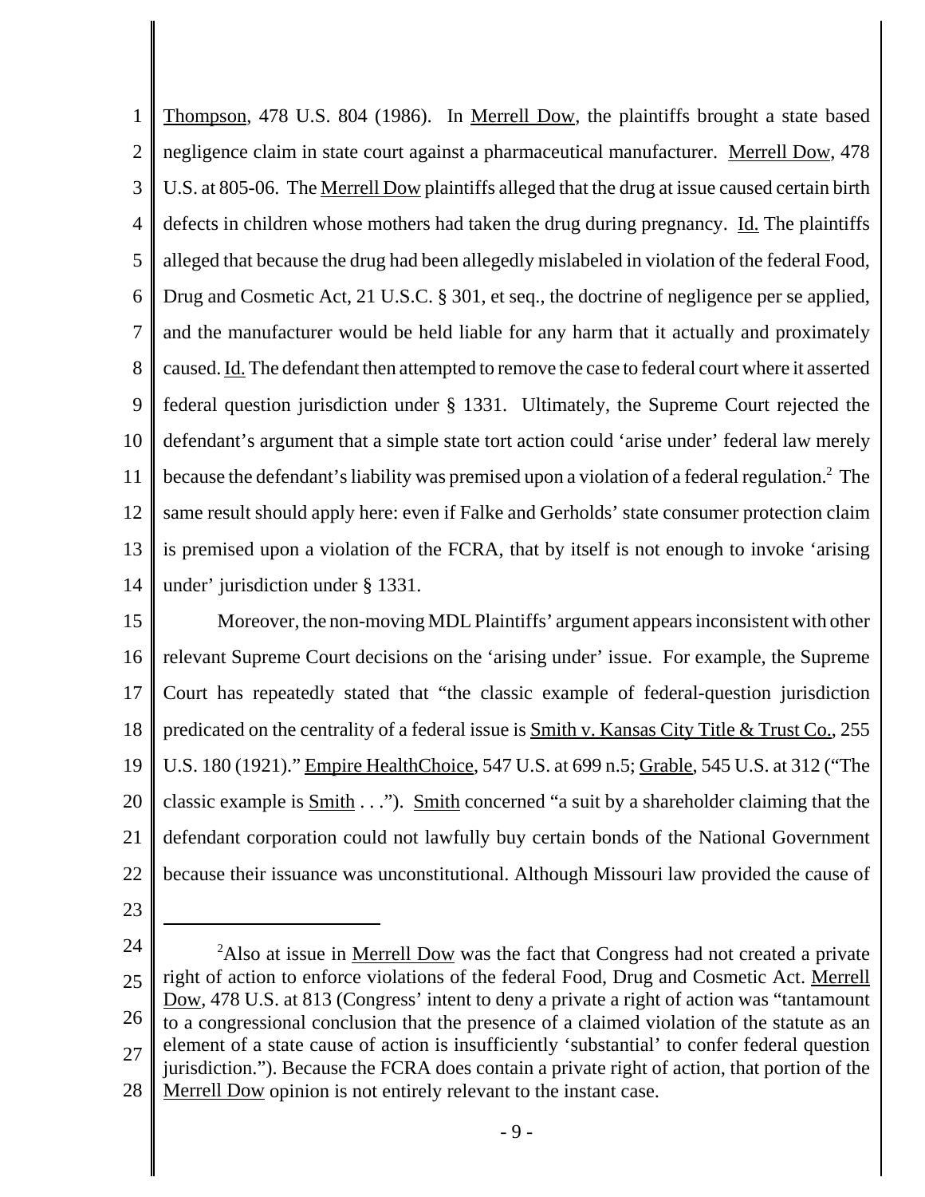Thompson, 478 U.S. 804 (1986). In Merrell Dow, the plaintiffs brought a state based negligence claim in state court against a pharmaceutical manufacturer. Merrell Dow, 478 U.S. at 805-06. The Merrell Dow plaintiffs alleged that the drug at issue caused certain birth defects in children whose mothers had taken the drug during pregnancy. Id. The plaintiffs alleged that because the drug had been allegedly mislabeled in violation of the federal Food, Drug and Cosmetic Act, 21 U.S.C. § 301, et seq., the doctrine of negligence per se applied, and the manufacturer would be held liable for any harm that it actually and proximately caused. Id. The defendant then attempted to remove the case to federal court where it asserted federal question jurisdiction under § 1331. Ultimately, the Supreme Court rejected the defendant's argument that a simple state tort action could 'arise under' federal law merely because the defendant's liability was premised upon a violation of a federal regulation.[2] The same result should apply here: even if Falke and Gerholds' state consumer protection claim is premised upon a violation of the FCRA, that by itself is not enough to invoke 'arising under' jurisdiction under § 1331.

Moreover, the non-moving MDL Plaintiffs' argument appears inconsistent with other relevant Supreme Court decisions on the 'arising under' issue. For example, the Supreme Court has repeatedly stated that "the classic example of federal-question jurisdiction predicated on the centrality of a federal issue is Smith v. Kansas City Title & Trust Co., 255 U.S. 180 (1921)." Empire HealthChoice, 547 U.S. at 699 n.5; Grable, 545 U.S. at 312 ("The classic example is Smith . . ."). Smith concerned "a suit by a shareholder claiming that the defendant corporation could not lawfully buy certain bonds of the National Government because their issuance was unconstitutional. Although Missouri law provided the cause of

---

[2] Also at issue in Merrell Dow was the fact that Congress had not created a private right of action to enforce violations of the federal Food, Drug and Cosmetic Act. Merrell Dow, 478 U.S. at 813 (Congress' intent to deny a private a right of action was "tantamount to a congressional conclusion that the presence of a claimed violation of the statute as an element of a state cause of action is insufficiently 'substantial' to confer federal question jurisdiction."). Because the FCRA does contain a private right of action, that portion of the Merrell Dow opinion is not entirely relevant to the instant case.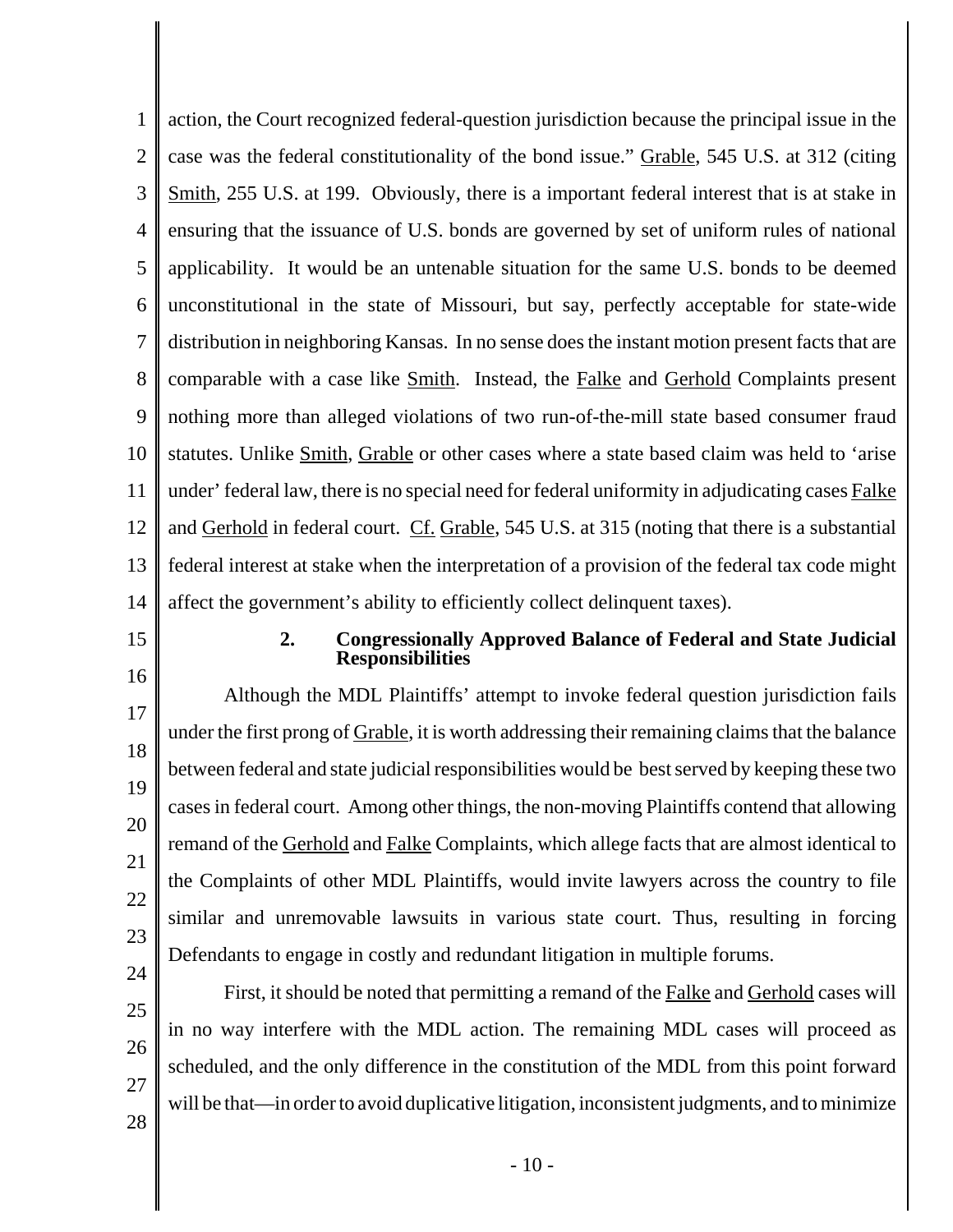action, the Court recognized federal-question jurisdiction because the principal issue in the case was the federal constitutionality of the bond issue." Grable, 545 U.S. at 312 (citing Smith, 255 U.S. at 199. Obviously, there is a important federal interest that is at stake in ensuring that the issuance of U.S. bonds are governed by set of uniform rules of national applicability. It would be an untenable situation for the same U.S. bonds to be deemed unconstitutional in the state of Missouri, but say, perfectly acceptable for state-wide distribution in neighboring Kansas. In no sense does the instant motion present facts that are comparable with a case like Smith. Instead, the Falke and Gerhold Complaints present nothing more than alleged violations of two run-of-the-mill state based consumer fraud statutes. Unlike Smith, Grable or other cases where a state based claim was held to 'arise under' federal law, there is no special need for federal uniformity in adjudicating cases Falke and Gerhold in federal court. Cf. Grable, 545 U.S. at 315 (noting that there is a substantial federal interest at stake when the interpretation of a provision of the federal tax code might affect the government's ability to efficiently collect delinquent taxes).

### 2. Congressionally Approved Balance of Federal and State Judicial Responsibilities

Although the MDL Plaintiffs' attempt to invoke federal question jurisdiction fails under the first prong of Grable, it is worth addressing their remaining claims that the balance between federal and state judicial responsibilities would be best served by keeping these two cases in federal court. Among other things, the non-moving Plaintiffs contend that allowing remand of the Gerhold and Falke Complaints, which allege facts that are almost identical to the Complaints of other MDL Plaintiffs, would invite lawyers across the country to file similar and unremovable lawsuits in various state court. Thus, resulting in forcing Defendants to engage in costly and redundant litigation in multiple forums.

First, it should be noted that permitting a remand of the Falke and Gerhold cases will in no way interfere with the MDL action. The remaining MDL cases will proceed as scheduled, and the only difference in the constitution of the MDL from this point forward will be that—in order to avoid duplicative litigation, inconsistent judgments, and to minimize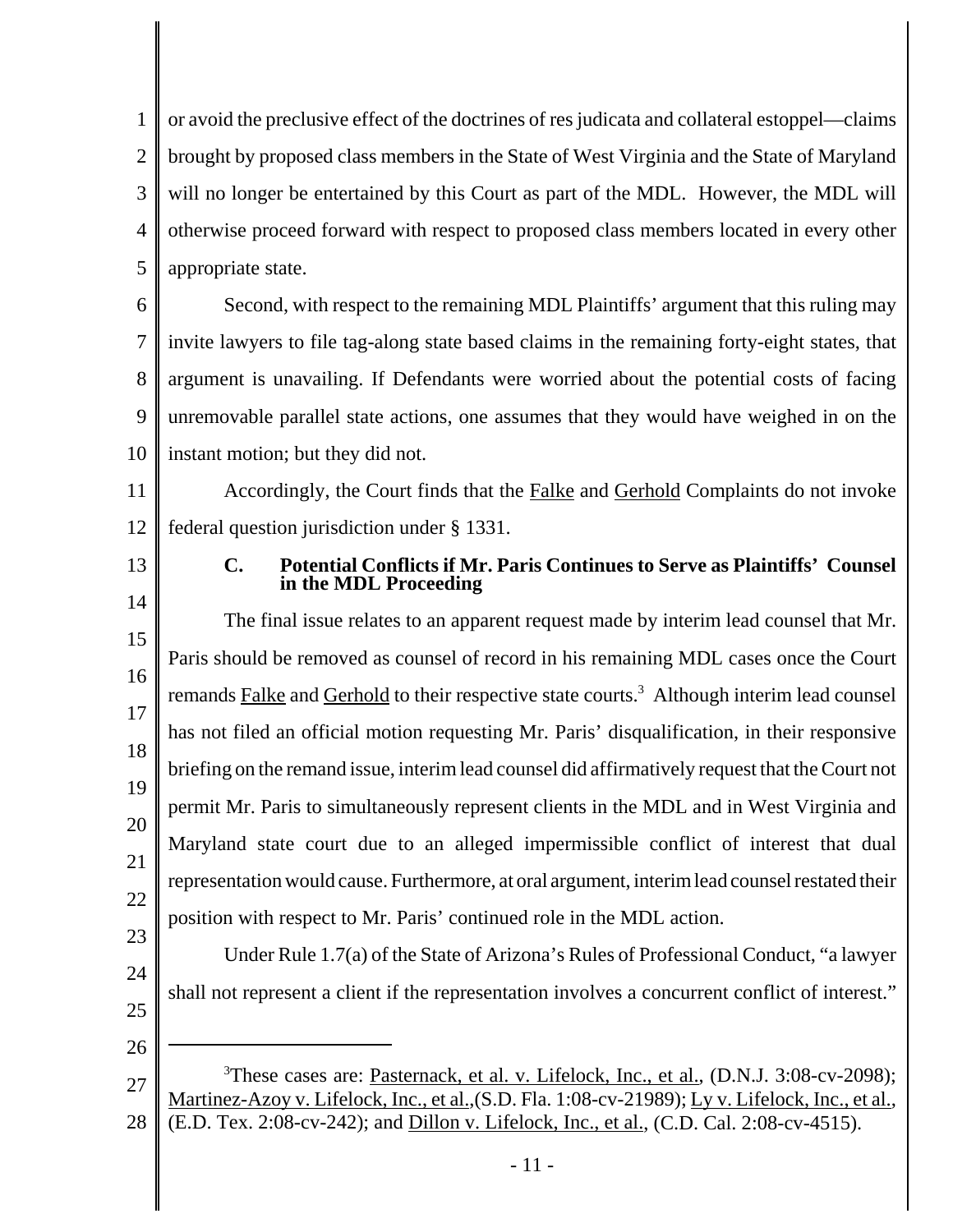or avoid the preclusive effect of the doctrines of res judicata and collateral estoppel—claims brought by proposed class members in the State of West Virginia and the State of Maryland will no longer be entertained by this Court as part of the MDL. However, the MDL will otherwise proceed forward with respect to proposed class members located in every other appropriate state.

Second, with respect to the remaining MDL Plaintiffs' argument that this ruling may invite lawyers to file tag-along state based claims in the remaining forty-eight states, that argument is unavailing. If Defendants were worried about the potential costs of facing unremovable parallel state actions, one assumes that they would have weighed in on the instant motion; but they did not.

Accordingly, the Court finds that the Falke and Gerhold Complaints do not invoke federal question jurisdiction under § 1331.

**C. Potential Conflicts if Mr. Paris Continues to Serve as Plaintiffs' Counsel in the MDL Proceeding**

The final issue relates to an apparent request made by interim lead counsel that Mr. Paris should be removed as counsel of record in his remaining MDL cases once the Court remands Falke and Gerhold to their respective state courts.[3] Although interim lead counsel has not filed an official motion requesting Mr. Paris' disqualification, in their responsive briefing on the remand issue, interim lead counsel did affirmatively request that the Court not permit Mr. Paris to simultaneously represent clients in the MDL and in West Virginia and Maryland state court due to an alleged impermissible conflict of interest that dual representation would cause. Furthermore, at oral argument, interim lead counsel restated their position with respect to Mr. Paris' continued role in the MDL action.

Under Rule 1.7(a) of the State of Arizona's Rules of Professional Conduct, "a lawyer shall not represent a client if the representation involves a concurrent conflict of interest."

---

[3]These cases are: Pasternack, et al. v. Lifelock, Inc., et al., (D.N.J. 3:08-cv-2098); Martinez-Azoy v. Lifelock, Inc., et al.,(S.D. Fla. 1:08-cv-21989); Ly v. Lifelock, Inc., et al., (E.D. Tex. 2:08-cv-242); and Dillon v. Lifelock, Inc., et al., (C.D. Cal. 2:08-cv-4515).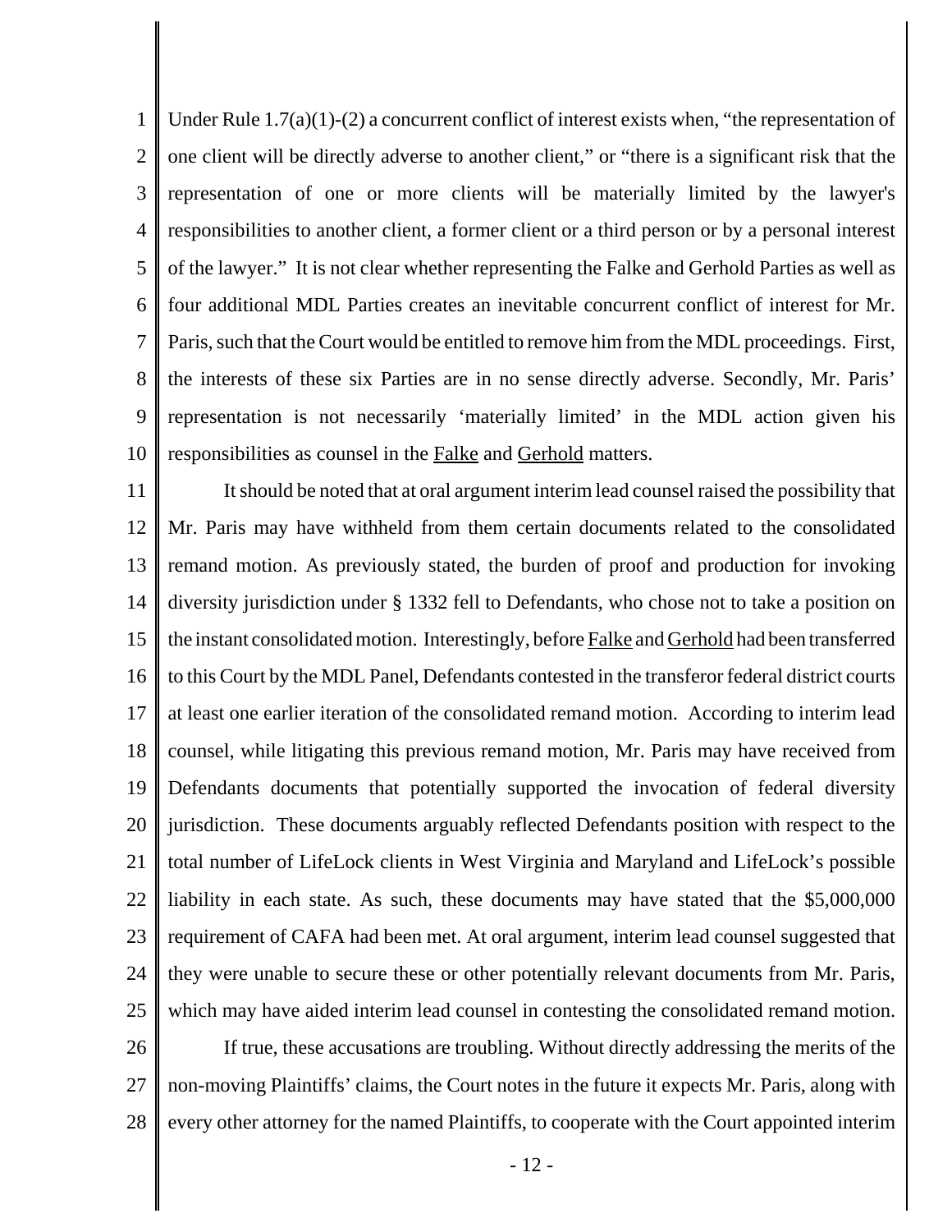Under Rule 1.7(a)(1)-(2) a concurrent conflict of interest exists when, "the representation of one client will be directly adverse to another client," or "there is a significant risk that the representation of one or more clients will be materially limited by the lawyer's responsibilities to another client, a former client or a third person or by a personal interest of the lawyer." It is not clear whether representing the Falke and Gerhold Parties as well as four additional MDL Parties creates an inevitable concurrent conflict of interest for Mr. Paris, such that the Court would be entitled to remove him from the MDL proceedings. First, the interests of these six Parties are in no sense directly adverse. Secondly, Mr. Paris' representation is not necessarily 'materially limited' in the MDL action given his responsibilities as counsel in the Falke and Gerhold matters.

It should be noted that at oral argument interim lead counsel raised the possibility that Mr. Paris may have withheld from them certain documents related to the consolidated remand motion. As previously stated, the burden of proof and production for invoking diversity jurisdiction under § 1332 fell to Defendants, who chose not to take a position on the instant consolidated motion. Interestingly, before Falke and Gerhold had been transferred to this Court by the MDL Panel, Defendants contested in the transferor federal district courts at least one earlier iteration of the consolidated remand motion. According to interim lead counsel, while litigating this previous remand motion, Mr. Paris may have received from Defendants documents that potentially supported the invocation of federal diversity jurisdiction. These documents arguably reflected Defendants position with respect to the total number of LifeLock clients in West Virginia and Maryland and LifeLock's possible liability in each state. As such, these documents may have stated that the $5,000,000 requirement of CAFA had been met. At oral argument, interim lead counsel suggested that they were unable to secure these or other potentially relevant documents from Mr. Paris, which may have aided interim lead counsel in contesting the consolidated remand motion.

If true, these accusations are troubling. Without directly addressing the merits of the non-moving Plaintiffs' claims, the Court notes in the future it expects Mr. Paris, along with every other attorney for the named Plaintiffs, to cooperate with the Court appointed interim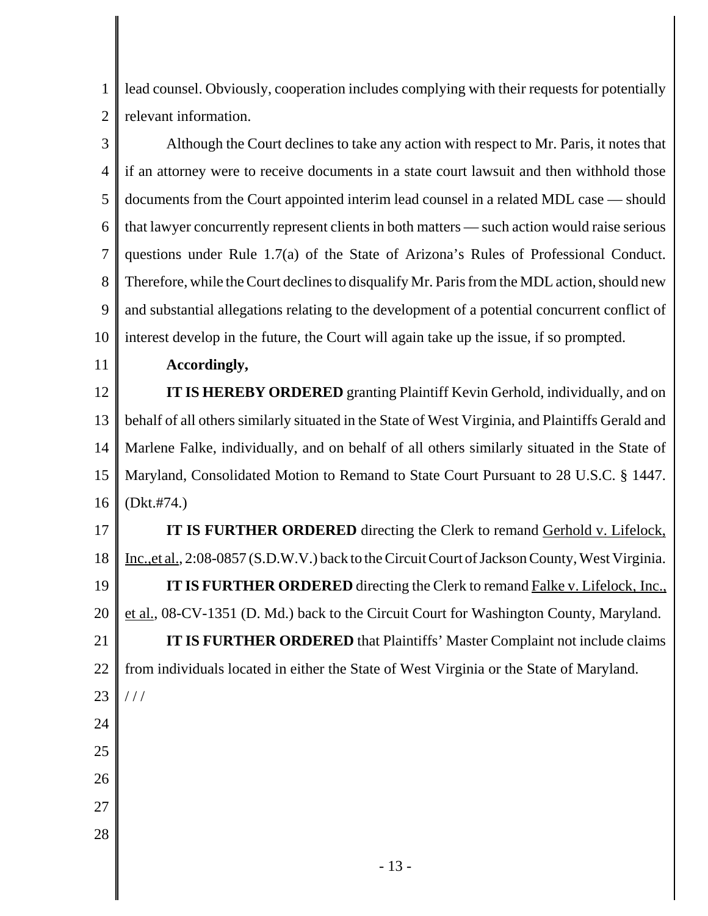lead counsel. Obviously, cooperation includes complying with their requests for potentially relevant information.

Although the Court declines to take any action with respect to Mr. Paris, it notes that if an attorney were to receive documents in a state court lawsuit and then withhold those documents from the Court appointed interim lead counsel in a related MDL case — should that lawyer concurrently represent clients in both matters — such action would raise serious questions under Rule 1.7(a) of the State of Arizona's Rules of Professional Conduct. Therefore, while the Court declines to disqualify Mr. Paris from the MDL action, should new and substantial allegations relating to the development of a potential concurrent conflict of interest develop in the future, the Court will again take up the issue, if so prompted.

**Accordingly,**

**IT IS HEREBY ORDERED** granting Plaintiff Kevin Gerhold, individually, and on behalf of all others similarly situated in the State of West Virginia, and Plaintiffs Gerald and Marlene Falke, individually, and on behalf of all others similarly situated in the State of Maryland, Consolidated Motion to Remand to State Court Pursuant to 28 U.S.C. § 1447. (Dkt.#74.)

**IT IS FURTHER ORDERED** directing the Clerk to remand Gerhold v. Lifelock, Inc.,et al., 2:08-0857 (S.D.W.V.) back to the Circuit Court of Jackson County, West Virginia.

**IT IS FURTHER ORDERED** directing the Clerk to remand Falke v. Lifelock, Inc., et al., 08-CV-1351 (D. Md.) back to the Circuit Court for Washington County, Maryland.

**IT IS FURTHER ORDERED** that Plaintiffs' Master Complaint not include claims from individuals located in either the State of West Virginia or the State of Maryland.

/ / /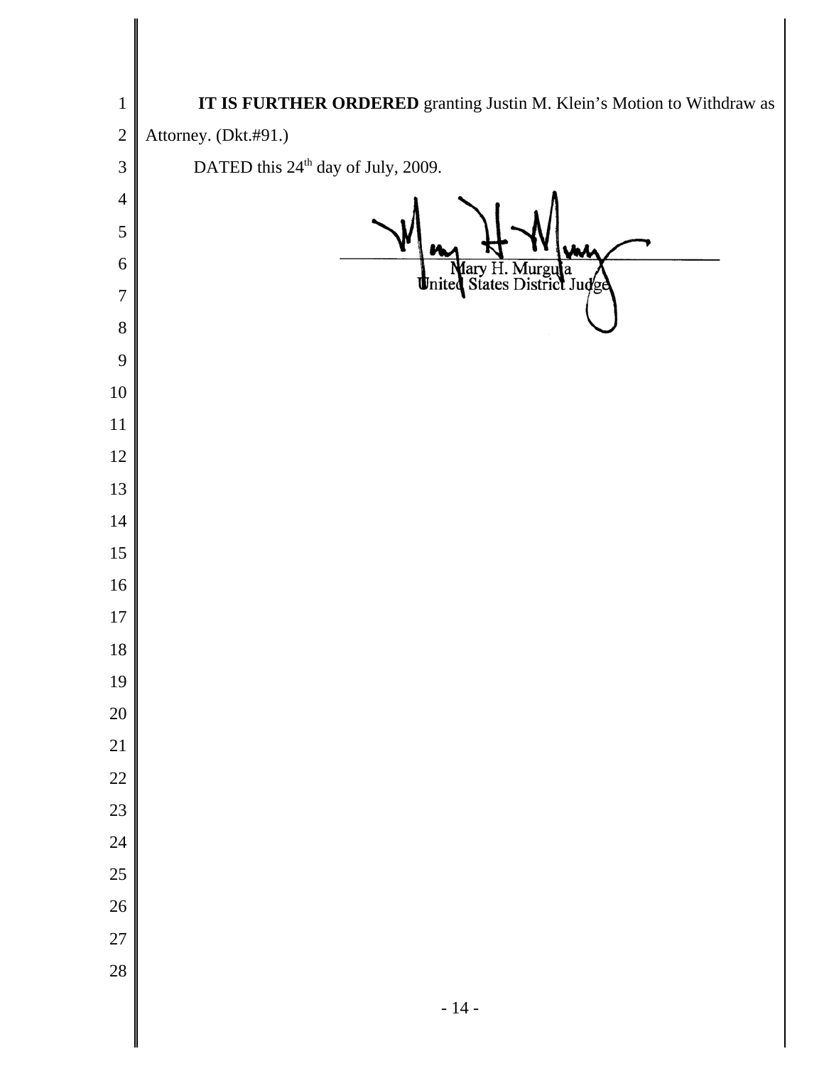**IT IS FURTHER ORDERED** granting Justin M. Klein's Motion to Withdraw as Attorney. (Dkt.#91.)

DATED this 24th day of July, 2009.

Mary H. Murguia
United States District Judge